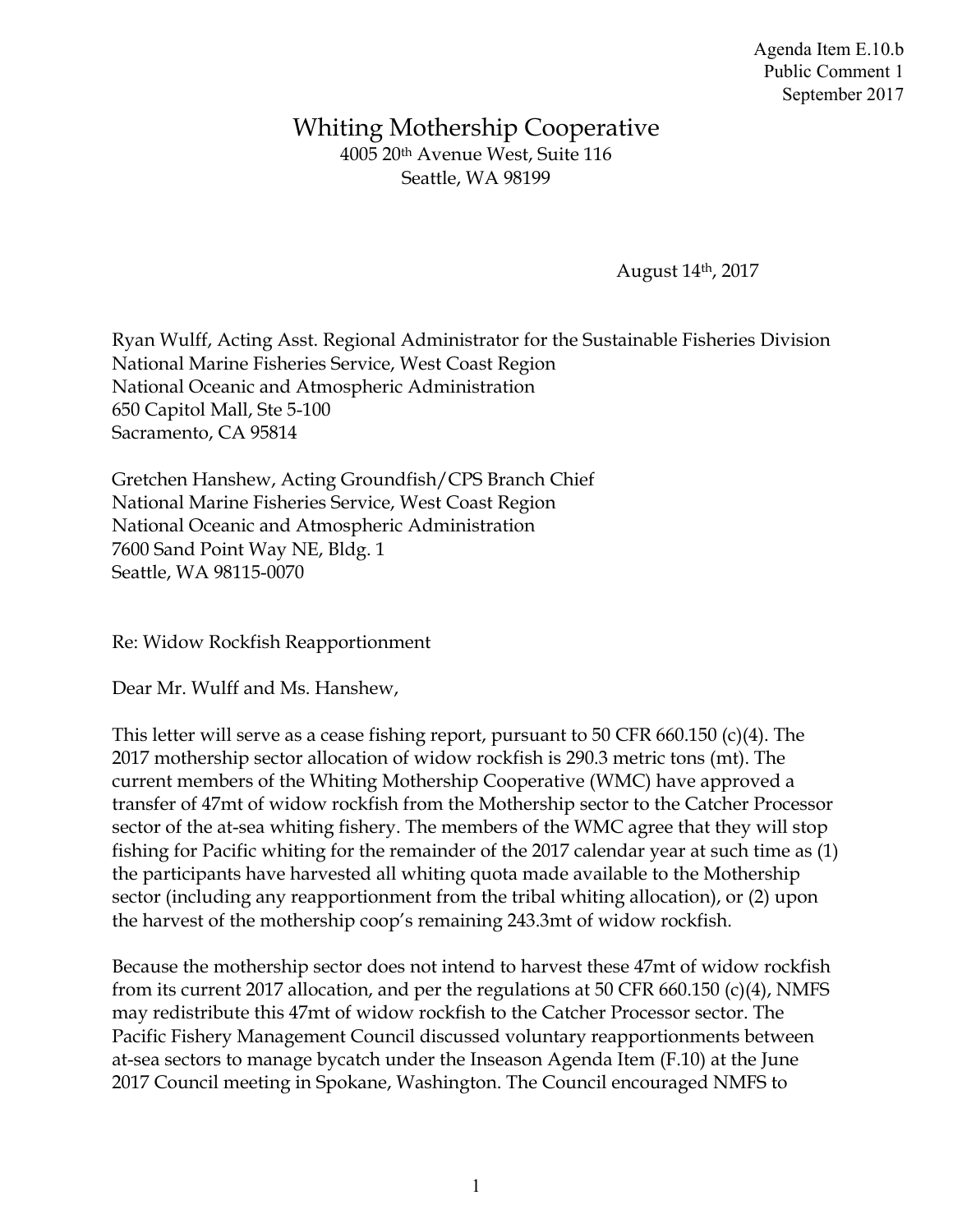Agenda Item E.10.b
Public Comment 1
September 2017

# Whiting Mothership Cooperative

4005 20th Avenue West, Suite 116
Seattle, WA 98199

August 14th, 2017

Ryan Wulff, Acting Asst. Regional Administrator for the Sustainable Fisheries Division
National Marine Fisheries Service, West Coast Region
National Oceanic and Atmospheric Administration
650 Capitol Mall, Ste 5-100
Sacramento, CA 95814

Gretchen Hanshew, Acting Groundfish/CPS Branch Chief
National Marine Fisheries Service, West Coast Region
National Oceanic and Atmospheric Administration
7600 Sand Point Way NE, Bldg. 1
Seattle, WA 98115-0070

Re: Widow Rockfish Reapportionment

Dear Mr. Wulff and Ms. Hanshew,

This letter will serve as a cease fishing report, pursuant to 50 CFR 660.150 (c)(4). The 2017 mothership sector allocation of widow rockfish is 290.3 metric tons (mt). The current members of the Whiting Mothership Cooperative (WMC) have approved a transfer of 47mt of widow rockfish from the Mothership sector to the Catcher Processor sector of the at-sea whiting fishery. The members of the WMC agree that they will stop fishing for Pacific whiting for the remainder of the 2017 calendar year at such time as (1) the participants have harvested all whiting quota made available to the Mothership sector (including any reapportionment from the tribal whiting allocation), or (2) upon the harvest of the mothership coop's remaining 243.3mt of widow rockfish.

Because the mothership sector does not intend to harvest these 47mt of widow rockfish from its current 2017 allocation, and per the regulations at 50 CFR 660.150 (c)(4), NMFS may redistribute this 47mt of widow rockfish to the Catcher Processor sector. The Pacific Fishery Management Council discussed voluntary reapportionments between at-sea sectors to manage bycatch under the Inseason Agenda Item (F.10) at the June 2017 Council meeting in Spokane, Washington. The Council encouraged NMFS to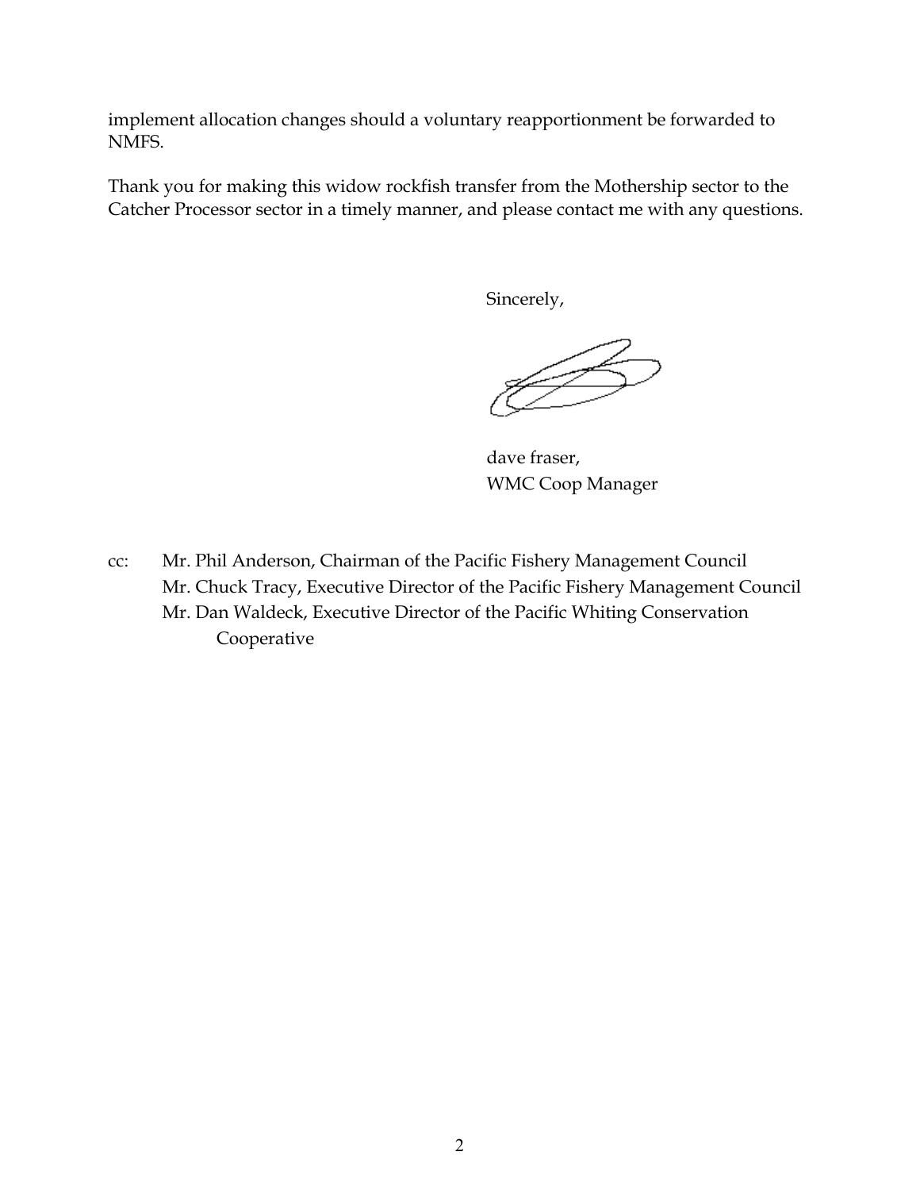implement allocation changes should a voluntary reapportionment be forwarded to NMFS.

Thank you for making this widow rockfish transfer from the Mothership sector to the Catcher Processor sector in a timely manner, and please contact me with any questions.

Sincerely,

dave fraser,
WMC Coop Manager

cc: Mr. Phil Anderson, Chairman of the Pacific Fishery Management Council
Mr. Chuck Tracy, Executive Director of the Pacific Fishery Management Council
Mr. Dan Waldeck, Executive Director of the Pacific Whiting Conservation Cooperative